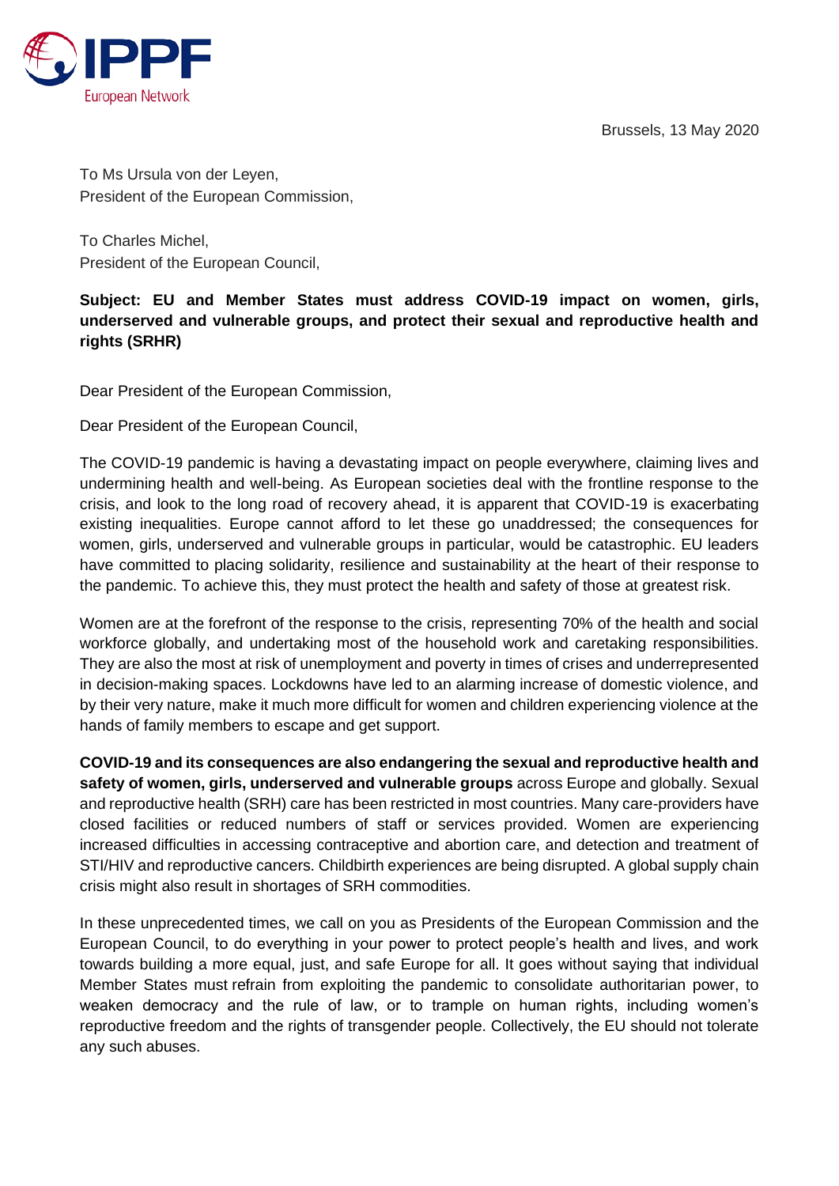IPPF
European Network

Brussels, 13 May 2020

To Ms Ursula von der Leyen,
President of the European Commission,

To Charles Michel,
President of the European Council,

**Subject: EU and Member States must address COVID-19 impact on women, girls, underserved and vulnerable groups, and protect their sexual and reproductive health and rights (SRHR)**

Dear President of the European Commission,

Dear President of the European Council,

The COVID-19 pandemic is having a devastating impact on people everywhere, claiming lives and undermining health and well-being. As European societies deal with the frontline response to the crisis, and look to the long road of recovery ahead, it is apparent that COVID-19 is exacerbating existing inequalities. Europe cannot afford to let these go unaddressed; the consequences for women, girls, underserved and vulnerable groups in particular, would be catastrophic. EU leaders have committed to placing solidarity, resilience and sustainability at the heart of their response to the pandemic. To achieve this, they must protect the health and safety of those at greatest risk.

Women are at the forefront of the response to the crisis, representing 70% of the health and social workforce globally, and undertaking most of the household work and caretaking responsibilities. They are also the most at risk of unemployment and poverty in times of crises and underrepresented in decision-making spaces. Lockdowns have led to an alarming increase of domestic violence, and by their very nature, make it much more difficult for women and children experiencing violence at the hands of family members to escape and get support.

**COVID-19 and its consequences are also endangering the sexual and reproductive health and safety of women, girls, underserved and vulnerable groups** across Europe and globally. Sexual and reproductive health (SRH) care has been restricted in most countries. Many care-providers have closed facilities or reduced numbers of staff or services provided. Women are experiencing increased difficulties in accessing contraceptive and abortion care, and detection and treatment of STI/HIV and reproductive cancers. Childbirth experiences are being disrupted. A global supply chain crisis might also result in shortages of SRH commodities.

In these unprecedented times, we call on you as Presidents of the European Commission and the European Council, to do everything in your power to protect people's health and lives, and work towards building a more equal, just, and safe Europe for all. It goes without saying that individual Member States must refrain from exploiting the pandemic to consolidate authoritarian power, to weaken democracy and the rule of law, or to trample on human rights, including women's reproductive freedom and the rights of transgender people. Collectively, the EU should not tolerate any such abuses.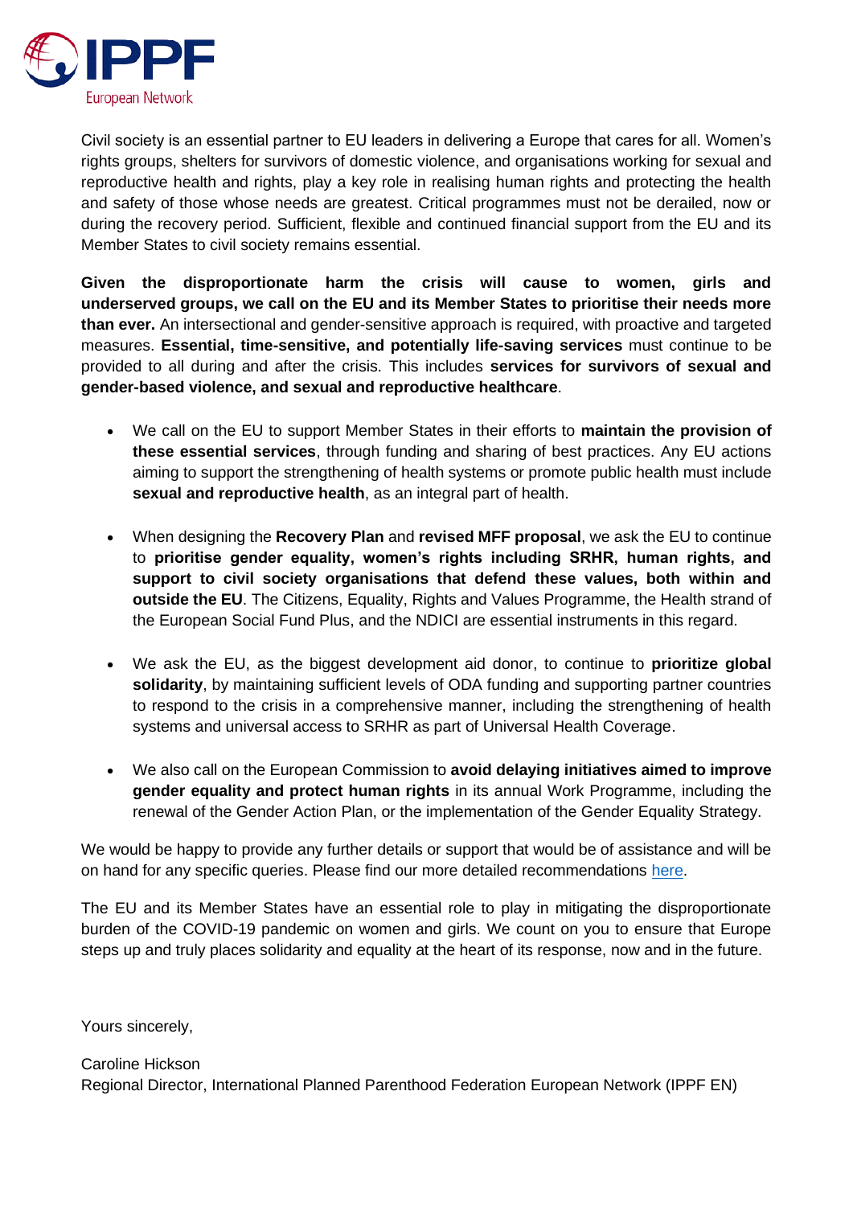Civil society is an essential partner to EU leaders in delivering a Europe that cares for all. Women's rights groups, shelters for survivors of domestic violence, and organisations working for sexual and reproductive health and rights, play a key role in realising human rights and protecting the health and safety of those whose needs are greatest. Critical programmes must not be derailed, now or during the recovery period. Sufficient, flexible and continued financial support from the EU and its Member States to civil society remains essential.

**Given the disproportionate harm the crisis will cause to women, girls and underserved groups, we call on the EU and its Member States to prioritise their needs more than ever.** An intersectional and gender-sensitive approach is required, with proactive and targeted measures. **Essential, time-sensitive, and potentially life-saving services** must continue to be provided to all during and after the crisis. This includes **services for survivors of sexual and gender-based violence, and sexual and reproductive healthcare**.

- We call on the EU to support Member States in their efforts to **maintain the provision of these essential services**, through funding and sharing of best practices. Any EU actions aiming to support the strengthening of health systems or promote public health must include **sexual and reproductive health**, as an integral part of health.

- When designing the **Recovery Plan** and **revised MFF proposal**, we ask the EU to continue to **prioritise gender equality, women's rights including SRHR, human rights, and support to civil society organisations that defend these values, both within and outside the EU**. The Citizens, Equality, Rights and Values Programme, the Health strand of the European Social Fund Plus, and the NDICI are essential instruments in this regard.

- We ask the EU, as the biggest development aid donor, to continue to **prioritize global solidarity**, by maintaining sufficient levels of ODA funding and supporting partner countries to respond to the crisis in a comprehensive manner, including the strengthening of health systems and universal access to SRHR as part of Universal Health Coverage.

- We also call on the European Commission to **avoid delaying initiatives aimed to improve gender equality and protect human rights** in its annual Work Programme, including the renewal of the Gender Action Plan, or the implementation of the Gender Equality Strategy.

We would be happy to provide any further details or support that would be of assistance and will be on hand for any specific queries. Please find our more detailed recommendations here.

The EU and its Member States have an essential role to play in mitigating the disproportionate burden of the COVID-19 pandemic on women and girls. We count on you to ensure that Europe steps up and truly places solidarity and equality at the heart of its response, now and in the future.

Yours sincerely,

Caroline Hickson
Regional Director, International Planned Parenthood Federation European Network (IPPF EN)